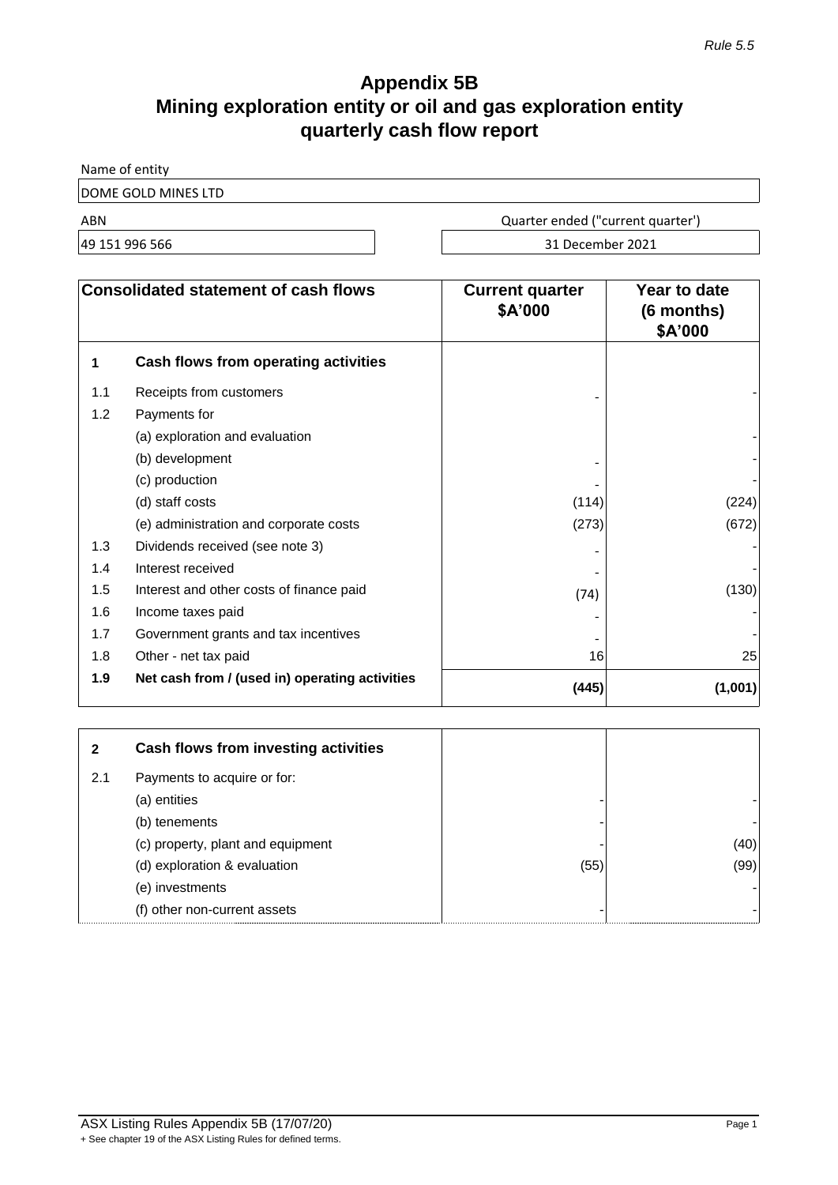*Rule 5.5*

# Appendix 5B
# Mining exploration entity or oil and gas exploration entity quarterly cash flow report

Name of entity

| DOME GOLD MINES LTD | |
|---|---|
| **ABN** | **Quarter ended ("current quarter')** |
| 49 151 996 566 | 31 December 2021 |

| | Consolidated statement of cash flows | Current quarter $A'000 | Year to date (6 months) $A'000 |
|---|---|---|---|
| **1** | **Cash flows from operating activities** | | |
| 1.1 | Receipts from customers | - | - |
| 1.2 | Payments for | | |
| | (a) exploration and evaluation | | - |
| | (b) development | - | - |
| | (c) production | - | - |
| | (d) staff costs | (114) | (224) |
| | (e) administration and corporate costs | (273) | (672) |
| 1.3 | Dividends received (see note 3) | - | - |
| 1.4 | Interest received | - | - |
| 1.5 | Interest and other costs of finance paid | (74) | (130) |
| 1.6 | Income taxes paid | - | - |
| 1.7 | Government grants and tax incentives | - | - |
| 1.8 | Other - net tax paid | 16 | 25 |
| **1.9** | **Net cash from / (used in) operating activities** | **(445)** | **(1,001)** |

| | | | |
|---|---|---|---|
| **2** | **Cash flows from investing activities** | | |
| 2.1 | Payments to acquire or for: | | |
| | (a) entities | - | - |
| | (b) tenements | - | - |
| | (c) property, plant and equipment | - | (40) |
| | (d) exploration & evaluation | (55) | (99) |
| | (e) investments | | - |
| | (f) other non-current assets | - | - |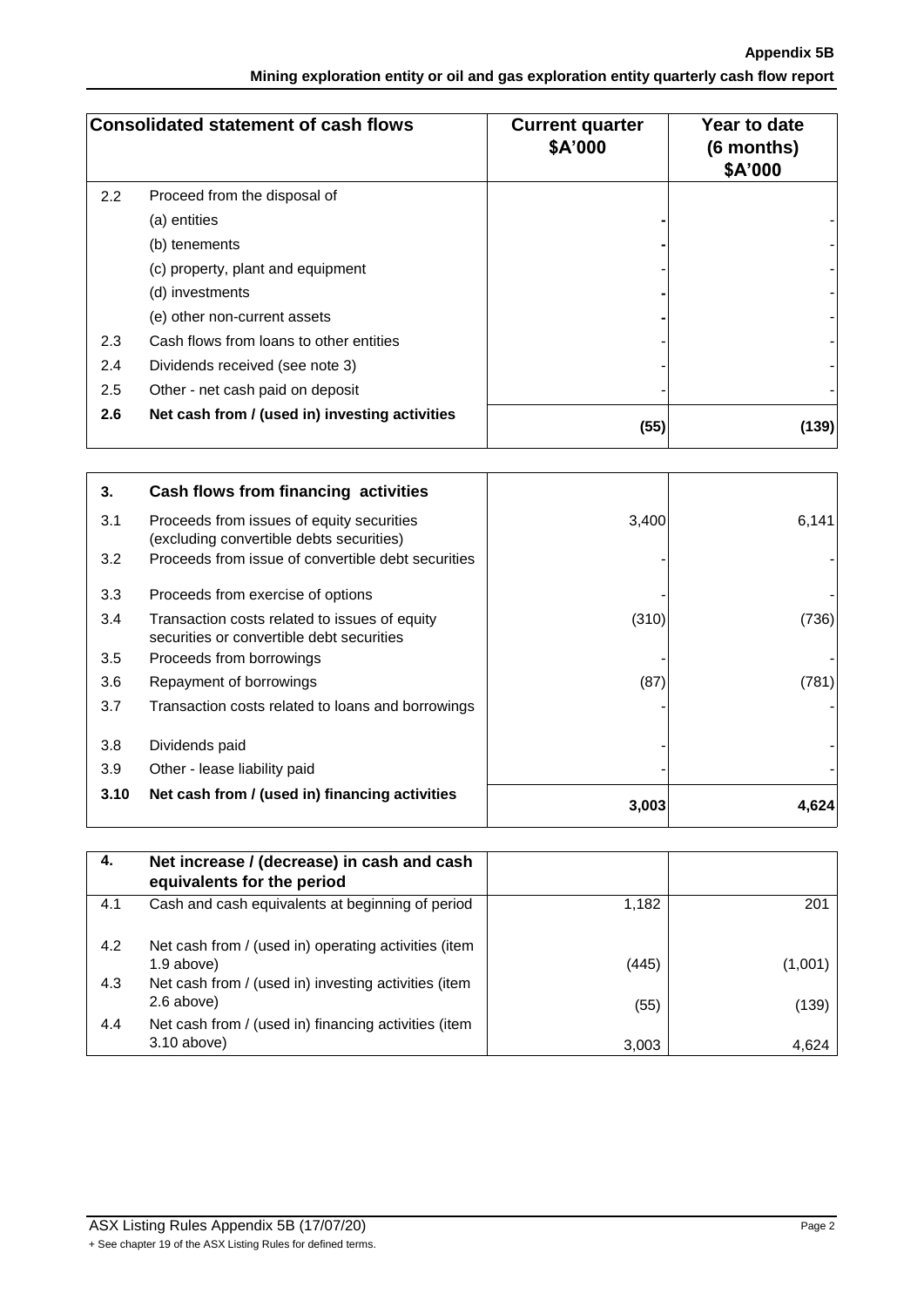| | Consolidated statement of cash flows | Current quarter $A'000 | Year to date (6 months) $A'000 |
|---|---|---|---|
| 2.2 | Proceed from the disposal of | | |
| | (a) entities | - | - |
| | (b) tenements | - | - |
| | (c) property, plant and equipment | - | - |
| | (d) investments | - | - |
| | (e) other non-current assets | - | - |
| 2.3 | Cash flows from loans to other entities | - | - |
| 2.4 | Dividends received (see note 3) | - | - |
| 2.5 | Other - net cash paid on deposit | - | - |
| **2.6** | **Net cash from / (used in) investing activities** | **(55)** | **(139)** |

| | | | |
|---|---|---|---|
| **3.** | **Cash flows from financing activities** | | |
| 3.1 | Proceeds from issues of equity securities (excluding convertible debts securities) | 3,400 | 6,141 |
| 3.2 | Proceeds from issue of convertible debt securities | - | - |
| 3.3 | Proceeds from exercise of options | - | - |
| 3.4 | Transaction costs related to issues of equity securities or convertible debt securities | (310) | (736) |
| 3.5 | Proceeds from borrowings | - | - |
| 3.6 | Repayment of borrowings | (87) | (781) |
| 3.7 | Transaction costs related to loans and borrowings | - | - |
| 3.8 | Dividends paid | - | - |
| 3.9 | Other - lease liability paid | - | - |
| **3.10** | **Net cash from / (used in) financing activities** | **3,003** | **4,624** |

| | | | |
|---|---|---|---|
| **4.** | **Net increase / (decrease) in cash and cash equivalents for the period** | | |
| 4.1 | Cash and cash equivalents at beginning of period | 1,182 | 201 |
| 4.2 | Net cash from / (used in) operating activities (item 1.9 above) | (445) | (1,001) |
| 4.3 | Net cash from / (used in) investing activities (item 2.6 above) | (55) | (139) |
| 4.4 | Net cash from / (used in) financing activities (item 3.10 above) | 3,003 | 4,624 |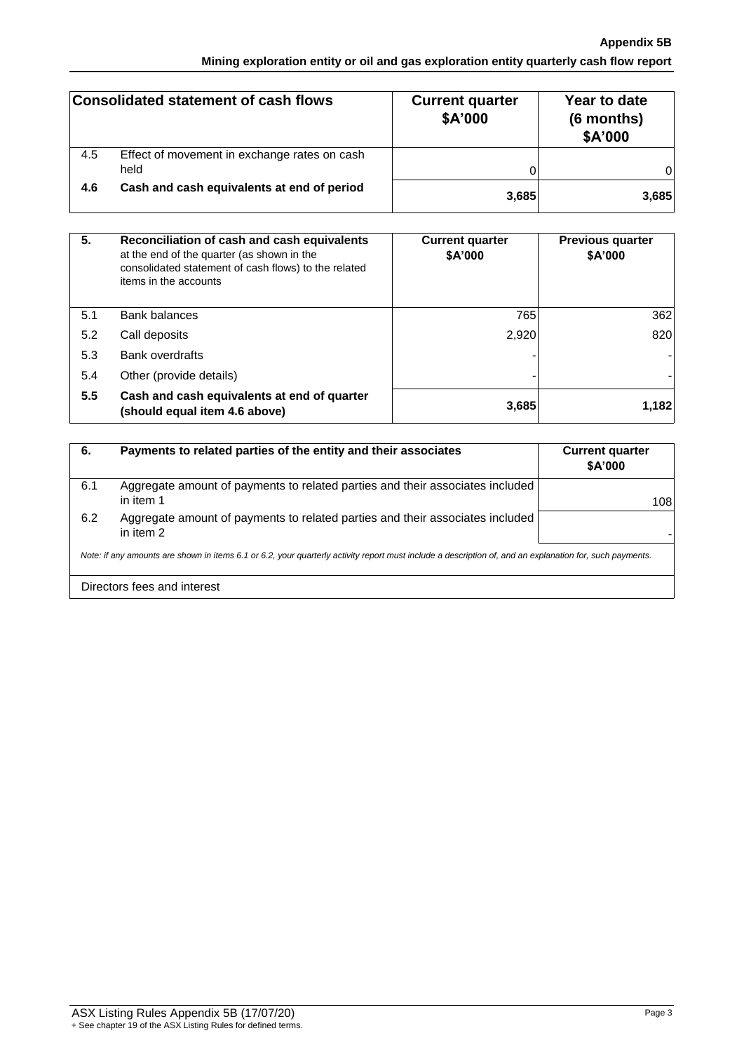| Consolidated statement of cash flows | | Current quarter $A'000 | Year to date (6 months) $A'000 |
|---|---|---|---|
| 4.5 | Effect of movement in exchange rates on cash held | 0 | 0 |
| **4.6** | **Cash and cash equivalents at end of period** | **3,685** | **3,685** |

| **5.** | **Reconciliation of cash and cash equivalents** at the end of the quarter (as shown in the consolidated statement of cash flows) to the related items in the accounts | **Current quarter $A'000** | **Previous quarter $A'000** |
|---|---|---|---|
| 5.1 | Bank balances | 765 | 362 |
| 5.2 | Call deposits | 2,920 | 820 |
| 5.3 | Bank overdrafts | - | - |
| 5.4 | Other (provide details) | - | - |
| **5.5** | **Cash and cash equivalents at end of quarter (should equal item 4.6 above)** | **3,685** | **1,182** |

| **6.** | **Payments to related parties of the entity and their associates** | **Current quarter $A'000** |
|---|---|---|
| 6.1 | Aggregate amount of payments to related parties and their associates included in item 1 | 108 |
| 6.2 | Aggregate amount of payments to related parties and their associates included in item 2 | - |

*Note: if any amounts are shown in items 6.1 or 6.2, your quarterly activity report must include a description of, and an explanation for, such payments.*

Directors fees and interest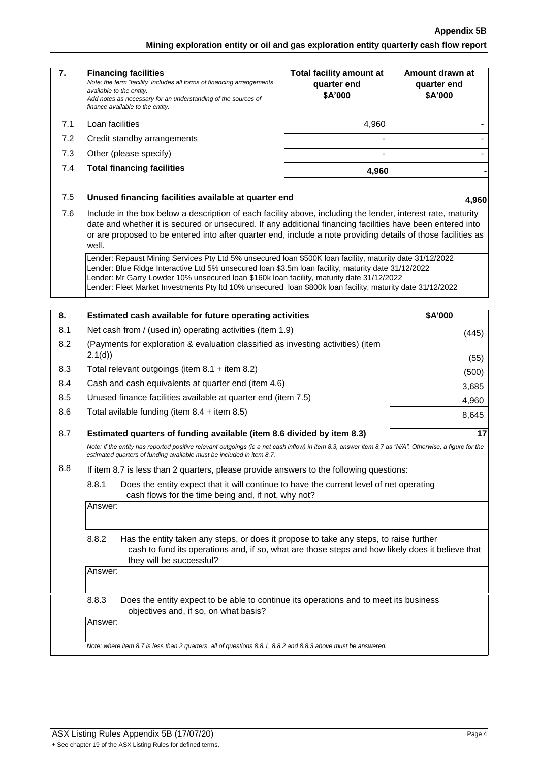| 7. | Financing facilities<br>*Note: the term "facility' includes all forms of financing arrangements available to the entity.*<br>*Add notes as necessary for an understanding of the sources of finance available to the entity.* | Total facility amount at quarter end<br>$A'000 | Amount drawn at quarter end<br>$A'000 |
|---|---|---|---|
| 7.1 | Loan facilities | 4,960 | - |
| 7.2 | Credit standby arrangements | - | - |
| 7.3 | Other (please specify) | - | - |
| 7.4 | **Total financing facilities** | **4,960** | **-** |

| | | |
|---|---|---|
| 7.5 | **Unused financing facilities available at quarter end** | **4,960** |

7.6 Include in the box below a description of each facility above, including the lender, interest rate, maturity date and whether it is secured or unsecured. If any additional financing facilities have been entered into or are proposed to be entered into after quarter end, include a note providing details of those facilities as well.

Lender: Repaust Mining Services Pty Ltd 5% unsecured loan $500K loan facility, maturity date 31/12/2022
Lender: Blue Ridge Interactive Ltd 5% unsecured loan $3.5m loan facility, maturity date 31/12/2022
Lender: Mr Garry Lowder 10% unsecured loan $160k loan facility, maturity date 31/12/2022
Lender: Fleet Market Investments Pty ltd 10% unsecured loan $800k loan facility, maturity date 31/12/2022

| 8. | Estimated cash available for future operating activities | $A'000 |
|---|---|---|
| 8.1 | Net cash from / (used in) operating activities (item 1.9) | (445) |
| 8.2 | (Payments for exploration & evaluation classified as investing activities) (item 2.1(d)) | (55) |
| 8.3 | Total relevant outgoings (item 8.1 + item 8.2) | (500) |
| 8.4 | Cash and cash equivalents at quarter end (item 4.6) | 3,685 |
| 8.5 | Unused finance facilities available at quarter end (item 7.5) | 4,960 |
| 8.6 | Total avilable funding (item 8.4 + item 8.5) | 8,645 |
| 8.7 | **Estimated quarters of funding available (item 8.6 divided by item 8.3)** | **17** |

*Note: if the entity has reported positive relevant outgoings (ie a net cash inflow) in item 8.3, answer item 8.7 as "N/A". Otherwise, a figure for the estimated quarters of funding available must be included in item 8.7.*

8.8 If item 8.7 is less than 2 quarters, please provide answers to the following questions:

8.8.1 Does the entity expect that it will continue to have the current level of net operating cash flows for the time being and, if not, why not?

Answer:

8.8.2 Has the entity taken any steps, or does it propose to take any steps, to raise further cash to fund its operations and, if so, what are those steps and how likely does it believe that they will be successful?

Answer:

8.8.3 Does the entity expect to be able to continue its operations and to meet its business objectives and, if so, on what basis?

Answer:

*Note: where item 8.7 is less than 2 quarters, all of questions 8.8.1, 8.8.2 and 8.8.3 above must be answered.*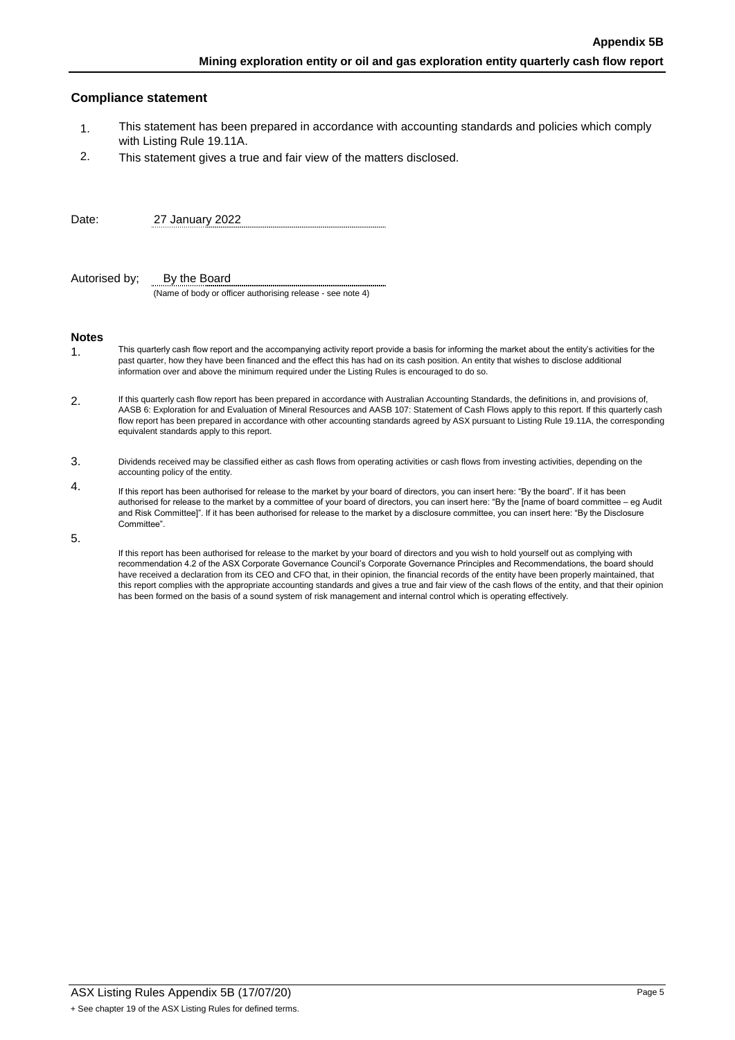## Compliance statement

1. This statement has been prepared in accordance with accounting standards and policies which comply with Listing Rule 19.11A.
2. This statement gives a true and fair view of the matters disclosed.

Date: 27 January 2022

Autorised by; By the Board

(Name of body or officer authorising release - see note 4)

### Notes

1. This quarterly cash flow report and the accompanying activity report provide a basis for informing the market about the entity's activities for the past quarter, how they have been financed and the effect this has had on its cash position. An entity that wishes to disclose additional information over and above the minimum required under the Listing Rules is encouraged to do so.
2. If this quarterly cash flow report has been prepared in accordance with Australian Accounting Standards, the definitions in, and provisions of, AASB 6: Exploration for and Evaluation of Mineral Resources and AASB 107: Statement of Cash Flows apply to this report. If this quarterly cash flow report has been prepared in accordance with other accounting standards agreed by ASX pursuant to Listing Rule 19.11A, the corresponding equivalent standards apply to this report.
3. Dividends received may be classified either as cash flows from operating activities or cash flows from investing activities, depending on the accounting policy of the entity.
4. If this report has been authorised for release to the market by your board of directors, you can insert here: "By the board". If it has been authorised for release to the market by a committee of your board of directors, you can insert here: "By the [name of board committee – eg Audit and Risk Committee]". If it has been authorised for release to the market by a disclosure committee, you can insert here: "By the Disclosure Committee".
5. If this report has been authorised for release to the market by your board of directors and you wish to hold yourself out as complying with recommendation 4.2 of the ASX Corporate Governance Council's Corporate Governance Principles and Recommendations, the board should have received a declaration from its CEO and CFO that, in their opinion, the financial records of the entity have been properly maintained, that this report complies with the appropriate accounting standards and gives a true and fair view of the cash flows of the entity, and that their opinion has been formed on the basis of a sound system of risk management and internal control which is operating effectively.